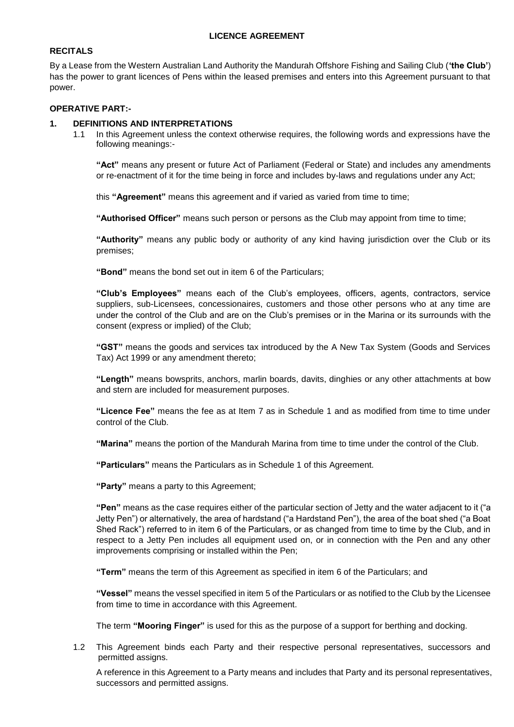# LICENCE AGREEMENT

## RECITALS

By a Lease from the Western Australian Land Authority the Mandurah Offshore Fishing and Sailing Club (**'the Club'**) has the power to grant licences of Pens within the leased premises and enters into this Agreement pursuant to that power.

## OPERATIVE PART:-

### 1. DEFINITIONS AND INTERPRETATIONS

1.1 In this Agreement unless the context otherwise requires, the following words and expressions have the following meanings:-

**"Act"** means any present or future Act of Parliament (Federal or State) and includes any amendments or re-enactment of it for the time being in force and includes by-laws and regulations under any Act;

this **"Agreement"** means this agreement and if varied as varied from time to time;

**"Authorised Officer"** means such person or persons as the Club may appoint from time to time;

**"Authority"** means any public body or authority of any kind having jurisdiction over the Club or its premises;

**"Bond"** means the bond set out in item 6 of the Particulars;

**"Club's Employees"** means each of the Club's employees, officers, agents, contractors, service suppliers, sub-Licensees, concessionaires, customers and those other persons who at any time are under the control of the Club and are on the Club's premises or in the Marina or its surrounds with the consent (express or implied) of the Club;

**"GST"** means the goods and services tax introduced by the A New Tax System (Goods and Services Tax) Act 1999 or any amendment thereto;

**"Length"** means bowsprits, anchors, marlin boards, davits, dinghies or any other attachments at bow and stern are included for measurement purposes.

**"Licence Fee"** means the fee as at Item 7 as in Schedule 1 and as modified from time to time under control of the Club.

**"Marina"** means the portion of the Mandurah Marina from time to time under the control of the Club.

**"Particulars"** means the Particulars as in Schedule 1 of this Agreement.

**"Party"** means a party to this Agreement;

**"Pen"** means as the case requires either of the particular section of Jetty and the water adjacent to it ("a Jetty Pen") or alternatively, the area of hardstand ("a Hardstand Pen"), the area of the boat shed ("a Boat Shed Rack") referred to in item 6 of the Particulars, or as changed from time to time by the Club, and in respect to a Jetty Pen includes all equipment used on, or in connection with the Pen and any other improvements comprising or installed within the Pen;

**"Term"** means the term of this Agreement as specified in item 6 of the Particulars; and

**"Vessel"** means the vessel specified in item 5 of the Particulars or as notified to the Club by the Licensee from time to time in accordance with this Agreement.

The term **"Mooring Finger"** is used for this as the purpose of a support for berthing and docking.

1.2 This Agreement binds each Party and their respective personal representatives, successors and permitted assigns.

A reference in this Agreement to a Party means and includes that Party and its personal representatives, successors and permitted assigns.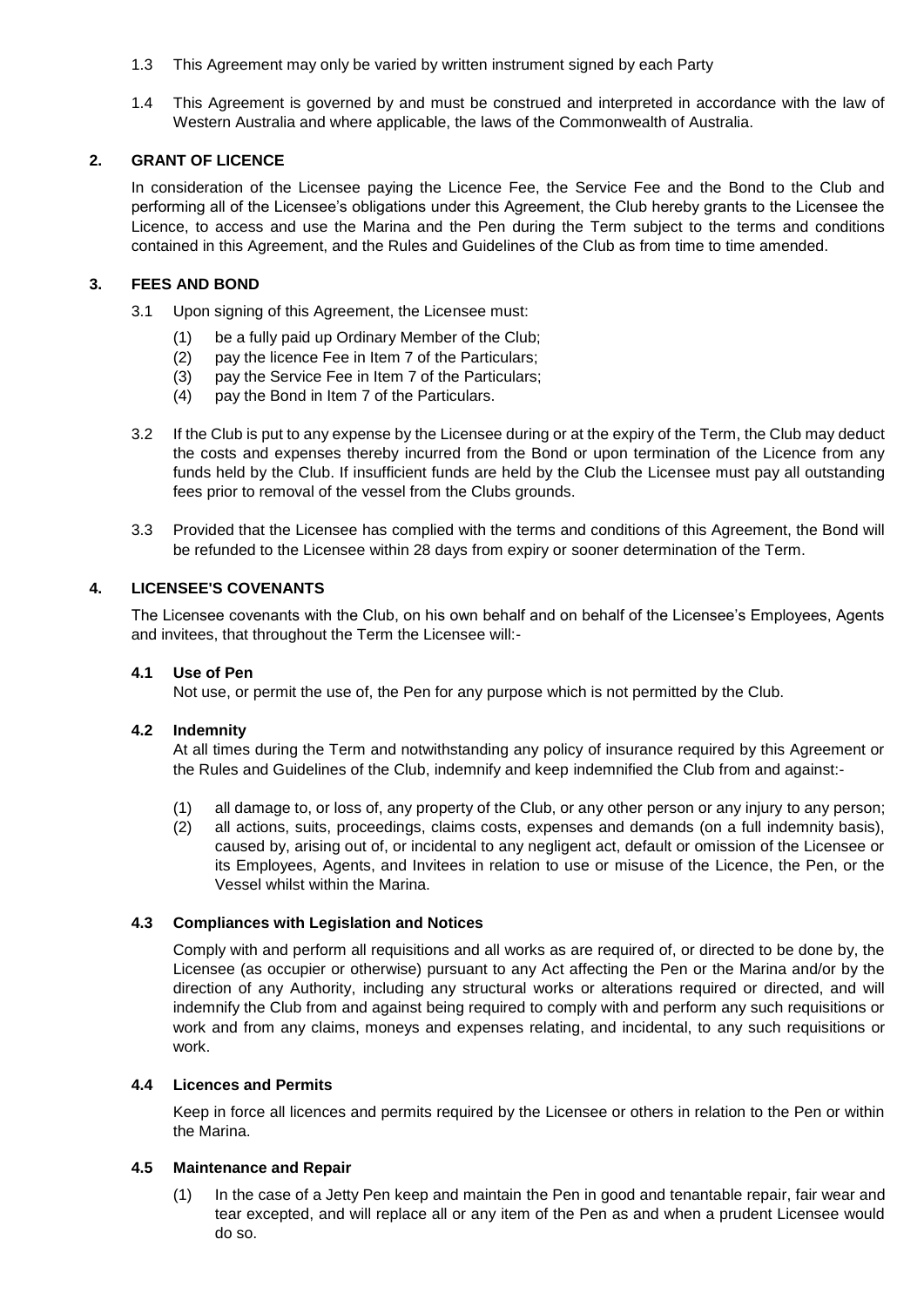1.3 This Agreement may only be varied by written instrument signed by each Party

1.4 This Agreement is governed by and must be construed and interpreted in accordance with the law of Western Australia and where applicable, the laws of the Commonwealth of Australia.

## 2. GRANT OF LICENCE

In consideration of the Licensee paying the Licence Fee, the Service Fee and the Bond to the Club and performing all of the Licensee's obligations under this Agreement, the Club hereby grants to the Licensee the Licence, to access and use the Marina and the Pen during the Term subject to the terms and conditions contained in this Agreement, and the Rules and Guidelines of the Club as from time to time amended.

## 3. FEES AND BOND

3.1 Upon signing of this Agreement, the Licensee must:

(1) be a fully paid up Ordinary Member of the Club;
(2) pay the licence Fee in Item 7 of the Particulars;
(3) pay the Service Fee in Item 7 of the Particulars;
(4) pay the Bond in Item 7 of the Particulars.

3.2 If the Club is put to any expense by the Licensee during or at the expiry of the Term, the Club may deduct the costs and expenses thereby incurred from the Bond or upon termination of the Licence from any funds held by the Club. If insufficient funds are held by the Club the Licensee must pay all outstanding fees prior to removal of the vessel from the Clubs grounds.

3.3 Provided that the Licensee has complied with the terms and conditions of this Agreement, the Bond will be refunded to the Licensee within 28 days from expiry or sooner determination of the Term.

## 4. LICENSEE'S COVENANTS

The Licensee covenants with the Club, on his own behalf and on behalf of the Licensee's Employees, Agents and invitees, that throughout the Term the Licensee will:-

### 4.1 Use of Pen

Not use, or permit the use of, the Pen for any purpose which is not permitted by the Club.

### 4.2 Indemnity

At all times during the Term and notwithstanding any policy of insurance required by this Agreement or the Rules and Guidelines of the Club, indemnify and keep indemnified the Club from and against:-

(1) all damage to, or loss of, any property of the Club, or any other person or any injury to any person;
(2) all actions, suits, proceedings, claims costs, expenses and demands (on a full indemnity basis), caused by, arising out of, or incidental to any negligent act, default or omission of the Licensee or its Employees, Agents, and Invitees in relation to use or misuse of the Licence, the Pen, or the Vessel whilst within the Marina.

### 4.3 Compliances with Legislation and Notices

Comply with and perform all requisitions and all works as are required of, or directed to be done by, the Licensee (as occupier or otherwise) pursuant to any Act affecting the Pen or the Marina and/or by the direction of any Authority, including any structural works or alterations required or directed, and will indemnify the Club from and against being required to comply with and perform any such requisitions or work and from any claims, moneys and expenses relating, and incidental, to any such requisitions or work.

### 4.4 Licences and Permits

Keep in force all licences and permits required by the Licensee or others in relation to the Pen or within the Marina.

### 4.5 Maintenance and Repair

(1) In the case of a Jetty Pen keep and maintain the Pen in good and tenantable repair, fair wear and tear excepted, and will replace all or any item of the Pen as and when a prudent Licensee would do so.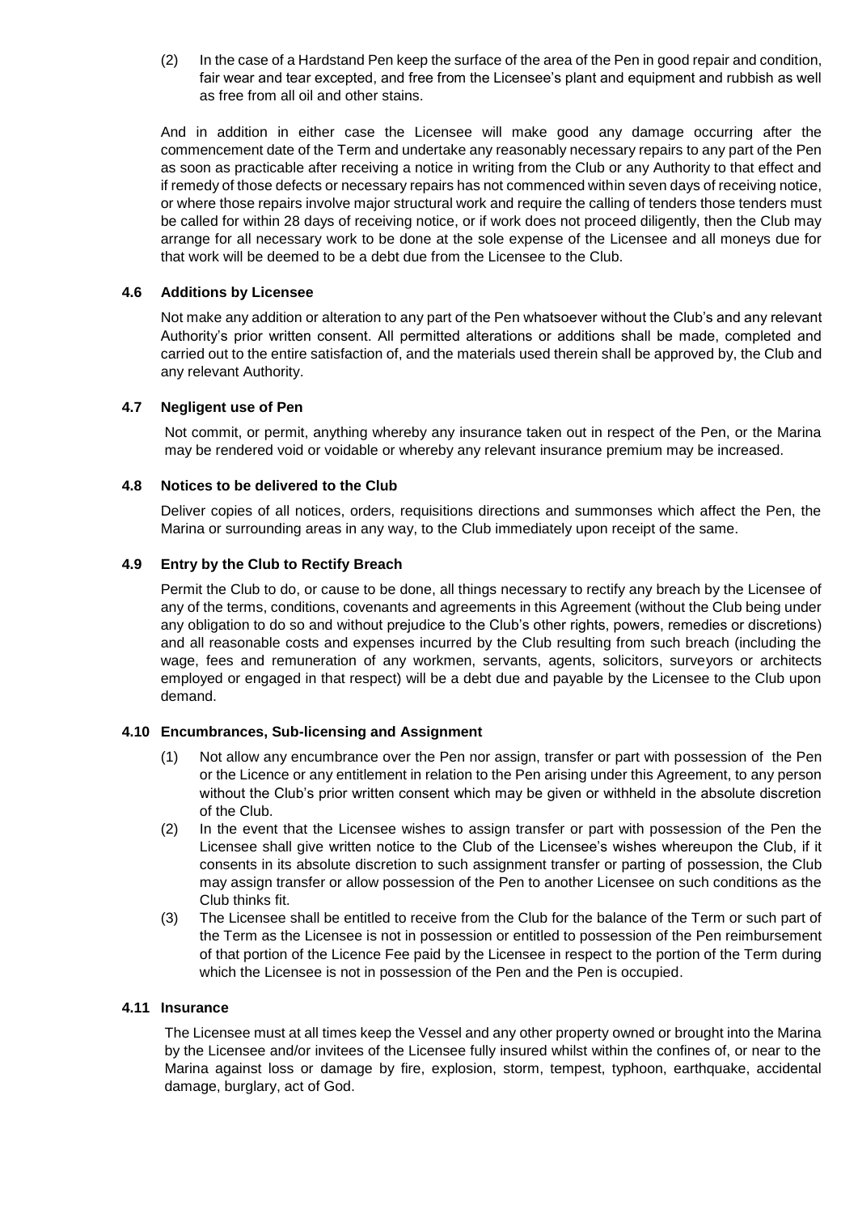(2) In the case of a Hardstand Pen keep the surface of the area of the Pen in good repair and condition, fair wear and tear excepted, and free from the Licensee's plant and equipment and rubbish as well as free from all oil and other stains.

And in addition in either case the Licensee will make good any damage occurring after the commencement date of the Term and undertake any reasonably necessary repairs to any part of the Pen as soon as practicable after receiving a notice in writing from the Club or any Authority to that effect and if remedy of those defects or necessary repairs has not commenced within seven days of receiving notice, or where those repairs involve major structural work and require the calling of tenders those tenders must be called for within 28 days of receiving notice, or if work does not proceed diligently, then the Club may arrange for all necessary work to be done at the sole expense of the Licensee and all moneys due for that work will be deemed to be a debt due from the Licensee to the Club.

### 4.6 Additions by Licensee

Not make any addition or alteration to any part of the Pen whatsoever without the Club's and any relevant Authority's prior written consent. All permitted alterations or additions shall be made, completed and carried out to the entire satisfaction of, and the materials used therein shall be approved by, the Club and any relevant Authority.

### 4.7 Negligent use of Pen

Not commit, or permit, anything whereby any insurance taken out in respect of the Pen, or the Marina may be rendered void or voidable or whereby any relevant insurance premium may be increased.

### 4.8 Notices to be delivered to the Club

Deliver copies of all notices, orders, requisitions directions and summonses which affect the Pen, the Marina or surrounding areas in any way, to the Club immediately upon receipt of the same.

### 4.9 Entry by the Club to Rectify Breach

Permit the Club to do, or cause to be done, all things necessary to rectify any breach by the Licensee of any of the terms, conditions, covenants and agreements in this Agreement (without the Club being under any obligation to do so and without prejudice to the Club's other rights, powers, remedies or discretions) and all reasonable costs and expenses incurred by the Club resulting from such breach (including the wage, fees and remuneration of any workmen, servants, agents, solicitors, surveyors or architects employed or engaged in that respect) will be a debt due and payable by the Licensee to the Club upon demand.

### 4.10 Encumbrances, Sub-licensing and Assignment

(1) Not allow any encumbrance over the Pen nor assign, transfer or part with possession of the Pen or the Licence or any entitlement in relation to the Pen arising under this Agreement, to any person without the Club's prior written consent which may be given or withheld in the absolute discretion of the Club.

(2) In the event that the Licensee wishes to assign transfer or part with possession of the Pen the Licensee shall give written notice to the Club of the Licensee's wishes whereupon the Club, if it consents in its absolute discretion to such assignment transfer or parting of possession, the Club may assign transfer or allow possession of the Pen to another Licensee on such conditions as the Club thinks fit.

(3) The Licensee shall be entitled to receive from the Club for the balance of the Term or such part of the Term as the Licensee is not in possession or entitled to possession of the Pen reimbursement of that portion of the Licence Fee paid by the Licensee in respect to the portion of the Term during which the Licensee is not in possession of the Pen and the Pen is occupied.

### 4.11 Insurance

The Licensee must at all times keep the Vessel and any other property owned or brought into the Marina by the Licensee and/or invitees of the Licensee fully insured whilst within the confines of, or near to the Marina against loss or damage by fire, explosion, storm, tempest, typhoon, earthquake, accidental damage, burglary, act of God.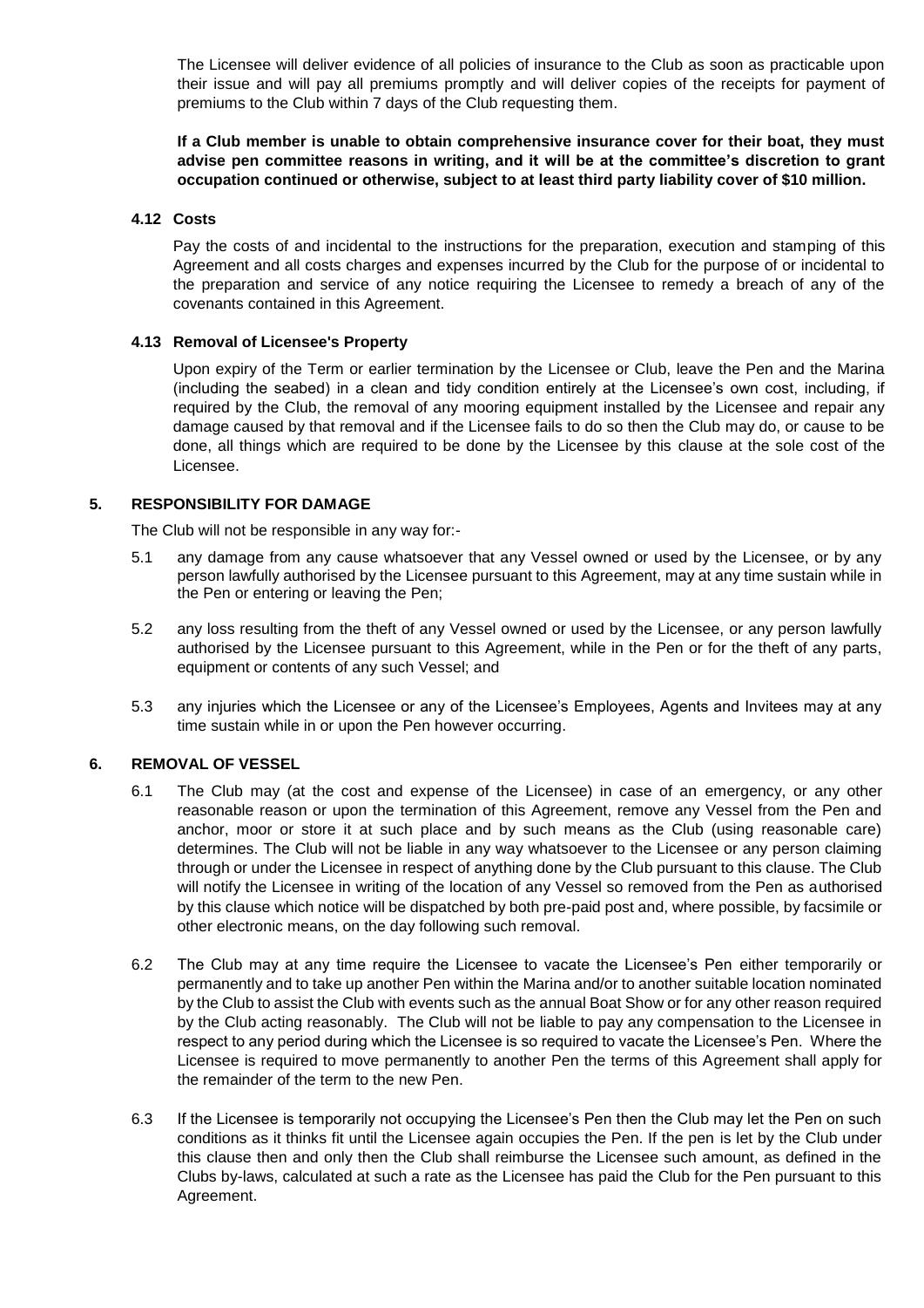The Licensee will deliver evidence of all policies of insurance to the Club as soon as practicable upon their issue and will pay all premiums promptly and will deliver copies of the receipts for payment of premiums to the Club within 7 days of the Club requesting them.

**If a Club member is unable to obtain comprehensive insurance cover for their boat, they must advise pen committee reasons in writing, and it will be at the committee's discretion to grant occupation continued or otherwise, subject to at least third party liability cover of $10 million.**

### 4.12 Costs

Pay the costs of and incidental to the instructions for the preparation, execution and stamping of this Agreement and all costs charges and expenses incurred by the Club for the purpose of or incidental to the preparation and service of any notice requiring the Licensee to remedy a breach of any of the covenants contained in this Agreement.

### 4.13 Removal of Licensee's Property

Upon expiry of the Term or earlier termination by the Licensee or Club, leave the Pen and the Marina (including the seabed) in a clean and tidy condition entirely at the Licensee's own cost, including, if required by the Club, the removal of any mooring equipment installed by the Licensee and repair any damage caused by that removal and if the Licensee fails to do so then the Club may do, or cause to be done, all things which are required to be done by the Licensee by this clause at the sole cost of the Licensee.

## 5. RESPONSIBILITY FOR DAMAGE

The Club will not be responsible in any way for:-

5.1 any damage from any cause whatsoever that any Vessel owned or used by the Licensee, or by any person lawfully authorised by the Licensee pursuant to this Agreement, may at any time sustain while in the Pen or entering or leaving the Pen;

5.2 any loss resulting from the theft of any Vessel owned or used by the Licensee, or any person lawfully authorised by the Licensee pursuant to this Agreement, while in the Pen or for the theft of any parts, equipment or contents of any such Vessel; and

5.3 any injuries which the Licensee or any of the Licensee's Employees, Agents and Invitees may at any time sustain while in or upon the Pen however occurring.

## 6. REMOVAL OF VESSEL

6.1 The Club may (at the cost and expense of the Licensee) in case of an emergency, or any other reasonable reason or upon the termination of this Agreement, remove any Vessel from the Pen and anchor, moor or store it at such place and by such means as the Club (using reasonable care) determines. The Club will not be liable in any way whatsoever to the Licensee or any person claiming through or under the Licensee in respect of anything done by the Club pursuant to this clause. The Club will notify the Licensee in writing of the location of any Vessel so removed from the Pen as authorised by this clause which notice will be dispatched by both pre-paid post and, where possible, by facsimile or other electronic means, on the day following such removal.

6.2 The Club may at any time require the Licensee to vacate the Licensee's Pen either temporarily or permanently and to take up another Pen within the Marina and/or to another suitable location nominated by the Club to assist the Club with events such as the annual Boat Show or for any other reason required by the Club acting reasonably. The Club will not be liable to pay any compensation to the Licensee in respect to any period during which the Licensee is so required to vacate the Licensee's Pen. Where the Licensee is required to move permanently to another Pen the terms of this Agreement shall apply for the remainder of the term to the new Pen.

6.3 If the Licensee is temporarily not occupying the Licensee's Pen then the Club may let the Pen on such conditions as it thinks fit until the Licensee again occupies the Pen. If the pen is let by the Club under this clause then and only then the Club shall reimburse the Licensee such amount, as defined in the Clubs by-laws, calculated at such a rate as the Licensee has paid the Club for the Pen pursuant to this Agreement.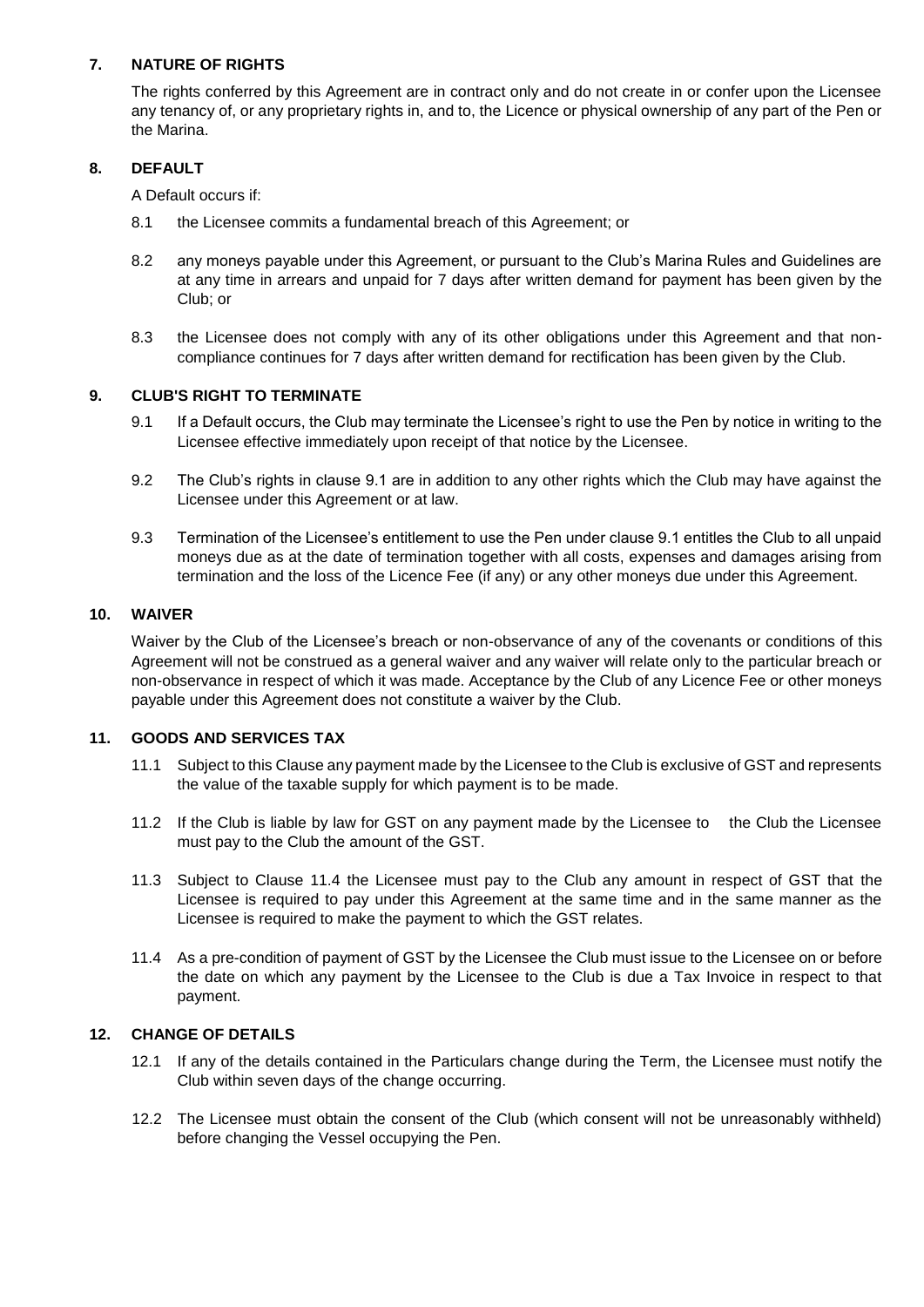## 7. NATURE OF RIGHTS

The rights conferred by this Agreement are in contract only and do not create in or confer upon the Licensee any tenancy of, or any proprietary rights in, and to, the Licence or physical ownership of any part of the Pen or the Marina.

## 8. DEFAULT

A Default occurs if:

8.1 the Licensee commits a fundamental breach of this Agreement; or

8.2 any moneys payable under this Agreement, or pursuant to the Club's Marina Rules and Guidelines are at any time in arrears and unpaid for 7 days after written demand for payment has been given by the Club; or

8.3 the Licensee does not comply with any of its other obligations under this Agreement and that non-compliance continues for 7 days after written demand for rectification has been given by the Club.

## 9. CLUB'S RIGHT TO TERMINATE

9.1 If a Default occurs, the Club may terminate the Licensee's right to use the Pen by notice in writing to the Licensee effective immediately upon receipt of that notice by the Licensee.

9.2 The Club's rights in clause 9.1 are in addition to any other rights which the Club may have against the Licensee under this Agreement or at law.

9.3 Termination of the Licensee's entitlement to use the Pen under clause 9.1 entitles the Club to all unpaid moneys due as at the date of termination together with all costs, expenses and damages arising from termination and the loss of the Licence Fee (if any) or any other moneys due under this Agreement.

## 10. WAIVER

Waiver by the Club of the Licensee's breach or non-observance of any of the covenants or conditions of this Agreement will not be construed as a general waiver and any waiver will relate only to the particular breach or non-observance in respect of which it was made. Acceptance by the Club of any Licence Fee or other moneys payable under this Agreement does not constitute a waiver by the Club.

## 11. GOODS AND SERVICES TAX

11.1 Subject to this Clause any payment made by the Licensee to the Club is exclusive of GST and represents the value of the taxable supply for which payment is to be made.

11.2 If the Club is liable by law for GST on any payment made by the Licensee to the Club the Licensee must pay to the Club the amount of the GST.

11.3 Subject to Clause 11.4 the Licensee must pay to the Club any amount in respect of GST that the Licensee is required to pay under this Agreement at the same time and in the same manner as the Licensee is required to make the payment to which the GST relates.

11.4 As a pre-condition of payment of GST by the Licensee the Club must issue to the Licensee on or before the date on which any payment by the Licensee to the Club is due a Tax Invoice in respect to that payment.

## 12. CHANGE OF DETAILS

12.1 If any of the details contained in the Particulars change during the Term, the Licensee must notify the Club within seven days of the change occurring.

12.2 The Licensee must obtain the consent of the Club (which consent will not be unreasonably withheld) before changing the Vessel occupying the Pen.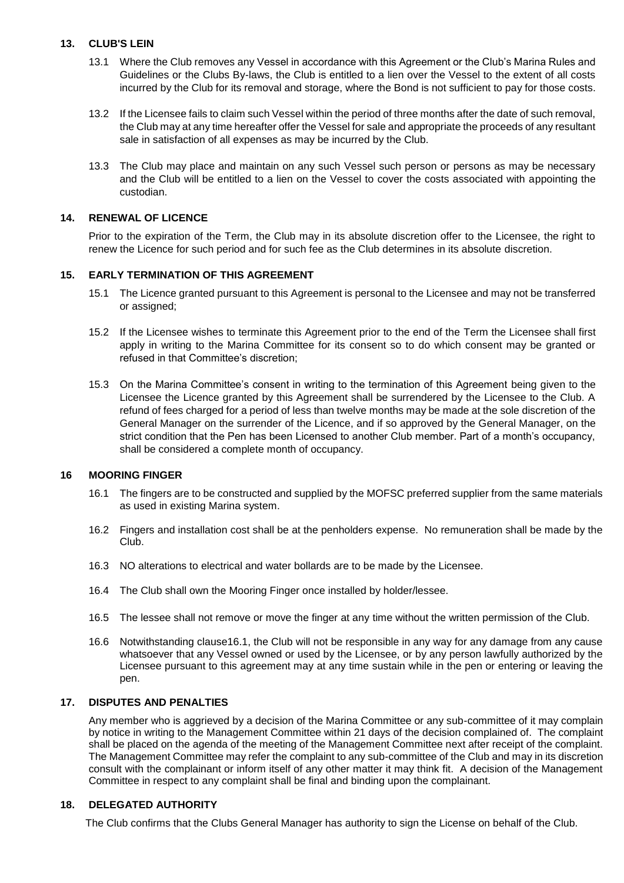## 13. CLUB'S LEIN

13.1 Where the Club removes any Vessel in accordance with this Agreement or the Club's Marina Rules and Guidelines or the Clubs By-laws, the Club is entitled to a lien over the Vessel to the extent of all costs incurred by the Club for its removal and storage, where the Bond is not sufficient to pay for those costs.

13.2 If the Licensee fails to claim such Vessel within the period of three months after the date of such removal, the Club may at any time hereafter offer the Vessel for sale and appropriate the proceeds of any resultant sale in satisfaction of all expenses as may be incurred by the Club.

13.3 The Club may place and maintain on any such Vessel such person or persons as may be necessary and the Club will be entitled to a lien on the Vessel to cover the costs associated with appointing the custodian.

## 14. RENEWAL OF LICENCE

Prior to the expiration of the Term, the Club may in its absolute discretion offer to the Licensee, the right to renew the Licence for such period and for such fee as the Club determines in its absolute discretion.

## 15. EARLY TERMINATION OF THIS AGREEMENT

15.1 The Licence granted pursuant to this Agreement is personal to the Licensee and may not be transferred or assigned;

15.2 If the Licensee wishes to terminate this Agreement prior to the end of the Term the Licensee shall first apply in writing to the Marina Committee for its consent so to do which consent may be granted or refused in that Committee's discretion;

15.3 On the Marina Committee's consent in writing to the termination of this Agreement being given to the Licensee the Licence granted by this Agreement shall be surrendered by the Licensee to the Club. A refund of fees charged for a period of less than twelve months may be made at the sole discretion of the General Manager on the surrender of the Licence, and if so approved by the General Manager, on the strict condition that the Pen has been Licensed to another Club member. Part of a month's occupancy, shall be considered a complete month of occupancy.

## 16 MOORING FINGER

16.1 The fingers are to be constructed and supplied by the MOFSC preferred supplier from the same materials as used in existing Marina system.

16.2 Fingers and installation cost shall be at the penholders expense. No remuneration shall be made by the Club.

16.3 NO alterations to electrical and water bollards are to be made by the Licensee.

16.4 The Club shall own the Mooring Finger once installed by holder/lessee.

16.5 The lessee shall not remove or move the finger at any time without the written permission of the Club.

16.6 Notwithstanding clause16.1, the Club will not be responsible in any way for any damage from any cause whatsoever that any Vessel owned or used by the Licensee, or by any person lawfully authorized by the Licensee pursuant to this agreement may at any time sustain while in the pen or entering or leaving the pen.

## 17. DISPUTES AND PENALTIES

Any member who is aggrieved by a decision of the Marina Committee or any sub-committee of it may complain by notice in writing to the Management Committee within 21 days of the decision complained of. The complaint shall be placed on the agenda of the meeting of the Management Committee next after receipt of the complaint. The Management Committee may refer the complaint to any sub-committee of the Club and may in its discretion consult with the complainant or inform itself of any other matter it may think fit. A decision of the Management Committee in respect to any complaint shall be final and binding upon the complainant.

## 18. DELEGATED AUTHORITY

The Club confirms that the Clubs General Manager has authority to sign the License on behalf of the Club.